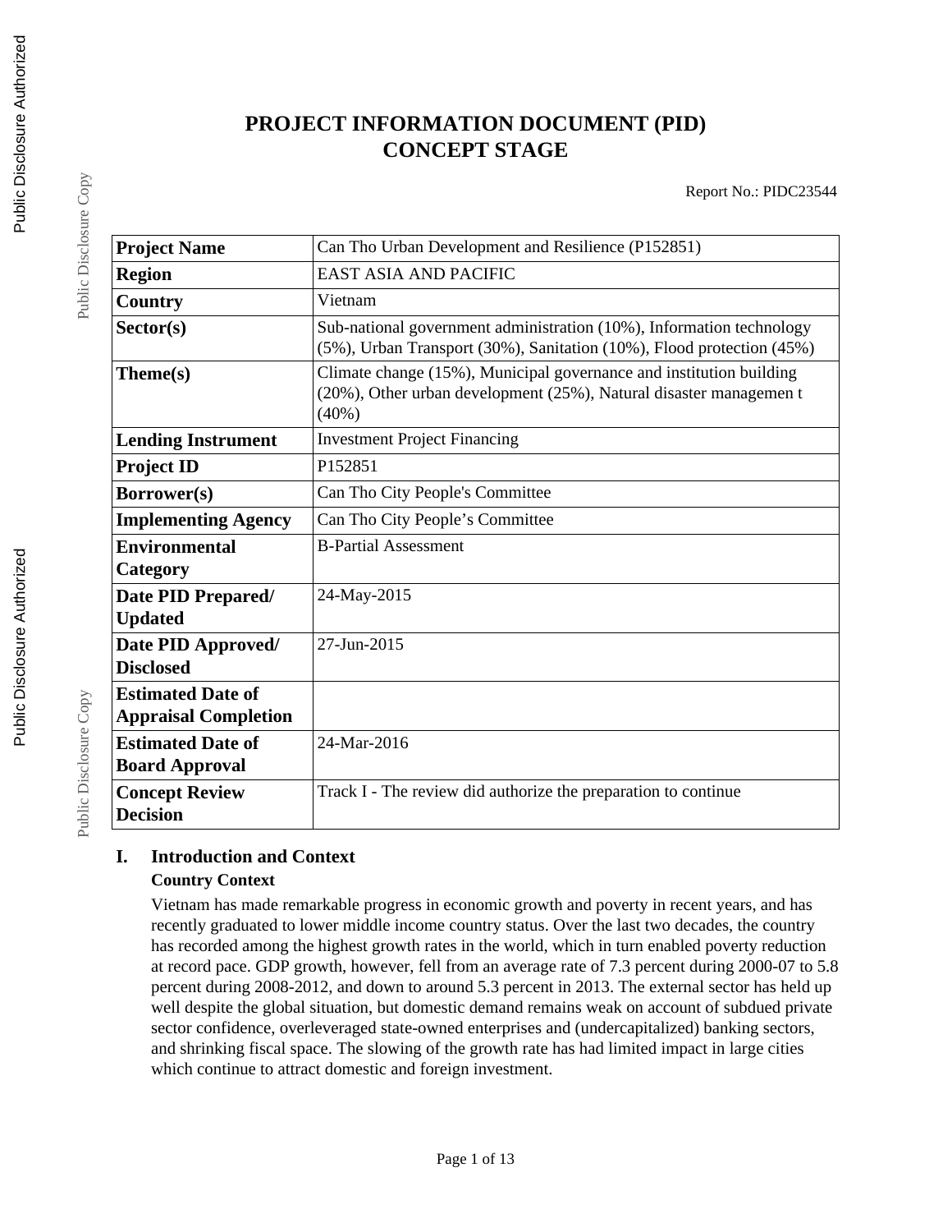# PROJECT INFORMATION DOCUMENT (PID) CONCEPT STAGE

Report No.: PIDC23544

| Project Name | Can Tho Urban Development and Resilience (P152851) |
|---|---|
| Region | EAST ASIA AND PACIFIC |
| Country | Vietnam |
| Sector(s) | Sub-national government administration (10%), Information technology (5%), Urban Transport (30%), Sanitation (10%), Flood protection (45%) |
| Theme(s) | Climate change (15%), Municipal governance and institution building (20%), Other urban development (25%), Natural disaster managemen t (40%) |
| Lending Instrument | Investment Project Financing |
| Project ID | P152851 |
| Borrower(s) | Can Tho City People's Committee |
| Implementing Agency | Can Tho City People's Committee |
| Environmental Category | B-Partial Assessment |
| Date PID Prepared/ Updated | 24-May-2015 |
| Date PID Approved/ Disclosed | 27-Jun-2015 |
| Estimated Date of Appraisal Completion | |
| Estimated Date of Board Approval | 24-Mar-2016 |
| Concept Review Decision | Track I - The review did authorize the preparation to continue |

## I. Introduction and Context

### Country Context

Vietnam has made remarkable progress in economic growth and poverty in recent years, and has recently graduated to lower middle income country status. Over the last two decades, the country has recorded among the highest growth rates in the world, which in turn enabled poverty reduction at record pace. GDP growth, however, fell from an average rate of 7.3 percent during 2000-07 to 5.8 percent during 2008-2012, and down to around 5.3 percent in 2013. The external sector has held up well despite the global situation, but domestic demand remains weak on account of subdued private sector confidence, overleveraged state-owned enterprises and (undercapitalized) banking sectors, and shrinking fiscal space. The slowing of the growth rate has had limited impact in large cities which continue to attract domestic and foreign investment.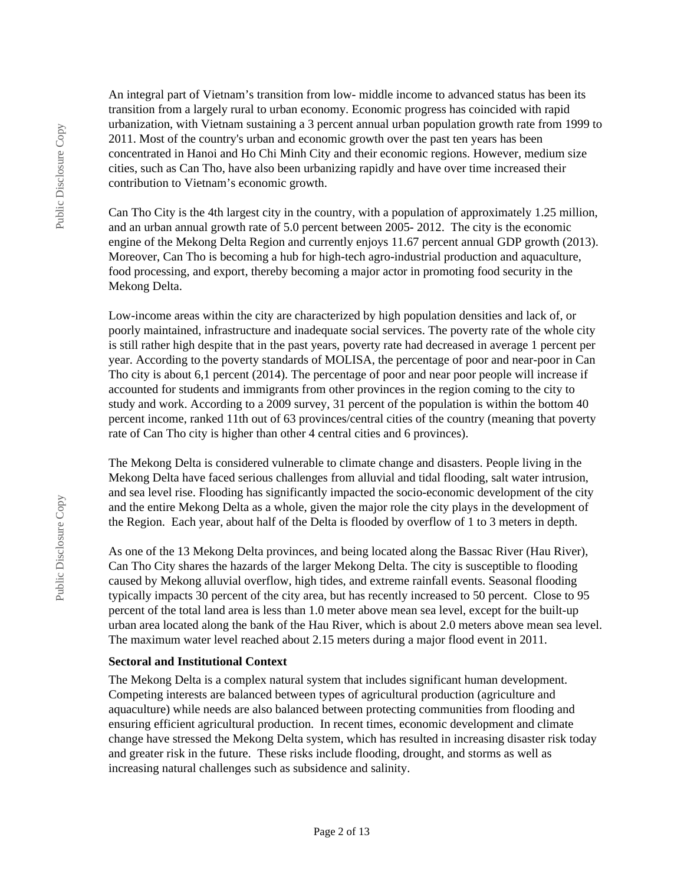An integral part of Vietnam's transition from low- middle income to advanced status has been its transition from a largely rural to urban economy. Economic progress has coincided with rapid urbanization, with Vietnam sustaining a 3 percent annual urban population growth rate from 1999 to 2011. Most of the country's urban and economic growth over the past ten years has been concentrated in Hanoi and Ho Chi Minh City and their economic regions. However, medium size cities, such as Can Tho, have also been urbanizing rapidly and have over time increased their contribution to Vietnam's economic growth.

Can Tho City is the 4th largest city in the country, with a population of approximately 1.25 million, and an urban annual growth rate of 5.0 percent between 2005- 2012. The city is the economic engine of the Mekong Delta Region and currently enjoys 11.67 percent annual GDP growth (2013). Moreover, Can Tho is becoming a hub for high-tech agro-industrial production and aquaculture, food processing, and export, thereby becoming a major actor in promoting food security in the Mekong Delta.

Low-income areas within the city are characterized by high population densities and lack of, or poorly maintained, infrastructure and inadequate social services. The poverty rate of the whole city is still rather high despite that in the past years, poverty rate had decreased in average 1 percent per year. According to the poverty standards of MOLISA, the percentage of poor and near-poor in Can Tho city is about 6,1 percent (2014). The percentage of poor and near poor people will increase if accounted for students and immigrants from other provinces in the region coming to the city to study and work. According to a 2009 survey, 31 percent of the population is within the bottom 40 percent income, ranked 11th out of 63 provinces/central cities of the country (meaning that poverty rate of Can Tho city is higher than other 4 central cities and 6 provinces).

The Mekong Delta is considered vulnerable to climate change and disasters. People living in the Mekong Delta have faced serious challenges from alluvial and tidal flooding, salt water intrusion, and sea level rise. Flooding has significantly impacted the socio-economic development of the city and the entire Mekong Delta as a whole, given the major role the city plays in the development of the Region. Each year, about half of the Delta is flooded by overflow of 1 to 3 meters in depth.

As one of the 13 Mekong Delta provinces, and being located along the Bassac River (Hau River), Can Tho City shares the hazards of the larger Mekong Delta. The city is susceptible to flooding caused by Mekong alluvial overflow, high tides, and extreme rainfall events. Seasonal flooding typically impacts 30 percent of the city area, but has recently increased to 50 percent. Close to 95 percent of the total land area is less than 1.0 meter above mean sea level, except for the built-up urban area located along the bank of the Hau River, which is about 2.0 meters above mean sea level. The maximum water level reached about 2.15 meters during a major flood event in 2011.

**Sectoral and Institutional Context**

The Mekong Delta is a complex natural system that includes significant human development. Competing interests are balanced between types of agricultural production (agriculture and aquaculture) while needs are also balanced between protecting communities from flooding and ensuring efficient agricultural production. In recent times, economic development and climate change have stressed the Mekong Delta system, which has resulted in increasing disaster risk today and greater risk in the future. These risks include flooding, drought, and storms as well as increasing natural challenges such as subsidence and salinity.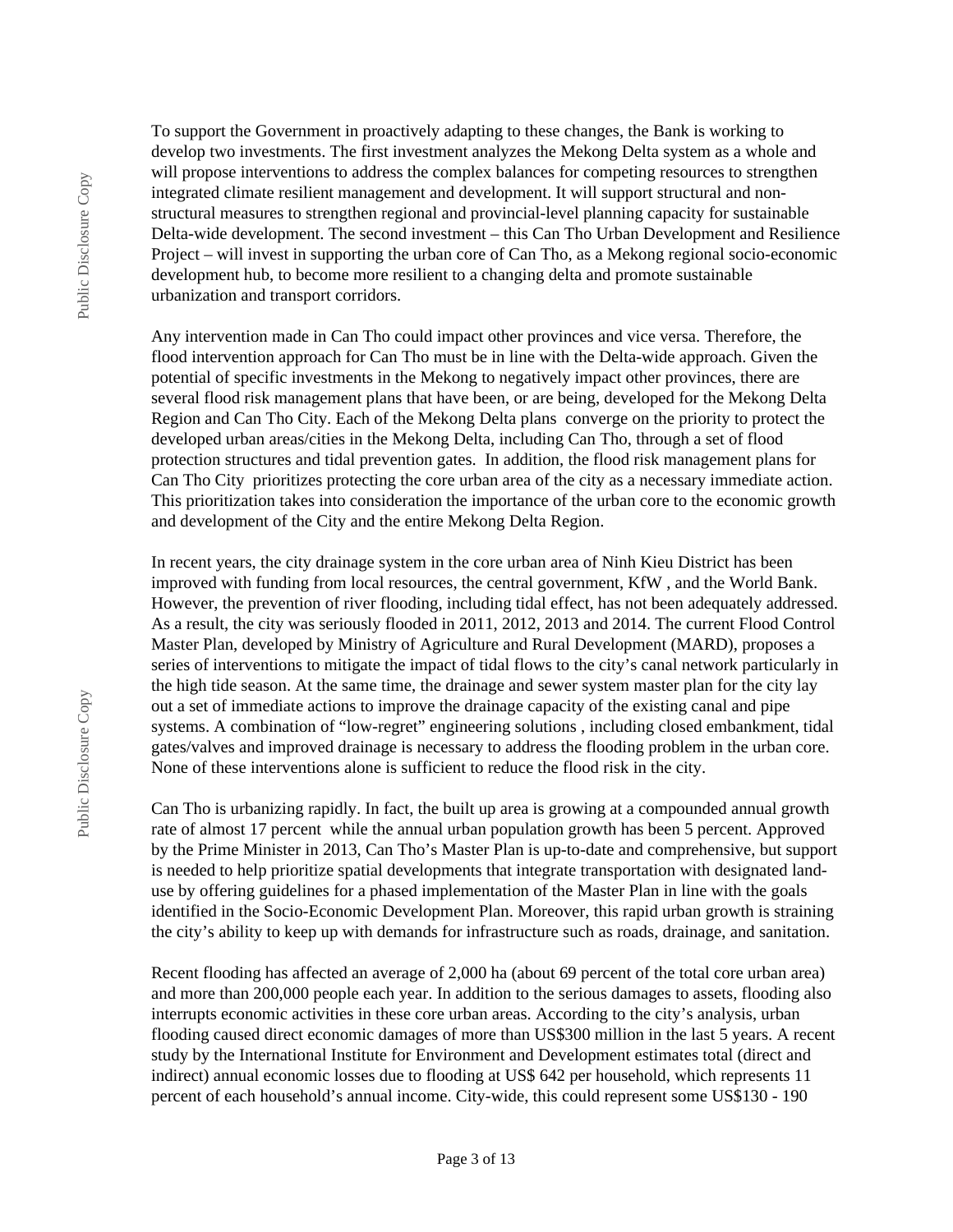To support the Government in proactively adapting to these changes, the Bank is working to develop two investments. The first investment analyzes the Mekong Delta system as a whole and will propose interventions to address the complex balances for competing resources to strengthen integrated climate resilient management and development. It will support structural and non-structural measures to strengthen regional and provincial-level planning capacity for sustainable Delta-wide development. The second investment – this Can Tho Urban Development and Resilience Project – will invest in supporting the urban core of Can Tho, as a Mekong regional socio-economic development hub, to become more resilient to a changing delta and promote sustainable urbanization and transport corridors.

Any intervention made in Can Tho could impact other provinces and vice versa. Therefore, the flood intervention approach for Can Tho must be in line with the Delta-wide approach. Given the potential of specific investments in the Mekong to negatively impact other provinces, there are several flood risk management plans that have been, or are being, developed for the Mekong Delta Region and Can Tho City. Each of the Mekong Delta plans converge on the priority to protect the developed urban areas/cities in the Mekong Delta, including Can Tho, through a set of flood protection structures and tidal prevention gates. In addition, the flood risk management plans for Can Tho City prioritizes protecting the core urban area of the city as a necessary immediate action. This prioritization takes into consideration the importance of the urban core to the economic growth and development of the City and the entire Mekong Delta Region.

In recent years, the city drainage system in the core urban area of Ninh Kieu District has been improved with funding from local resources, the central government, KfW , and the World Bank. However, the prevention of river flooding, including tidal effect, has not been adequately addressed. As a result, the city was seriously flooded in 2011, 2012, 2013 and 2014. The current Flood Control Master Plan, developed by Ministry of Agriculture and Rural Development (MARD), proposes a series of interventions to mitigate the impact of tidal flows to the city's canal network particularly in the high tide season. At the same time, the drainage and sewer system master plan for the city lay out a set of immediate actions to improve the drainage capacity of the existing canal and pipe systems. A combination of "low-regret" engineering solutions , including closed embankment, tidal gates/valves and improved drainage is necessary to address the flooding problem in the urban core. None of these interventions alone is sufficient to reduce the flood risk in the city.

Can Tho is urbanizing rapidly. In fact, the built up area is growing at a compounded annual growth rate of almost 17 percent while the annual urban population growth has been 5 percent. Approved by the Prime Minister in 2013, Can Tho's Master Plan is up-to-date and comprehensive, but support is needed to help prioritize spatial developments that integrate transportation with designated land-use by offering guidelines for a phased implementation of the Master Plan in line with the goals identified in the Socio-Economic Development Plan. Moreover, this rapid urban growth is straining the city's ability to keep up with demands for infrastructure such as roads, drainage, and sanitation.

Recent flooding has affected an average of 2,000 ha (about 69 percent of the total core urban area) and more than 200,000 people each year. In addition to the serious damages to assets, flooding also interrupts economic activities in these core urban areas. According to the city's analysis, urban flooding caused direct economic damages of more than US$300 million in the last 5 years. A recent study by the International Institute for Environment and Development estimates total (direct and indirect) annual economic losses due to flooding at US$ 642 per household, which represents 11 percent of each household's annual income. City-wide, this could represent some US$130 - 190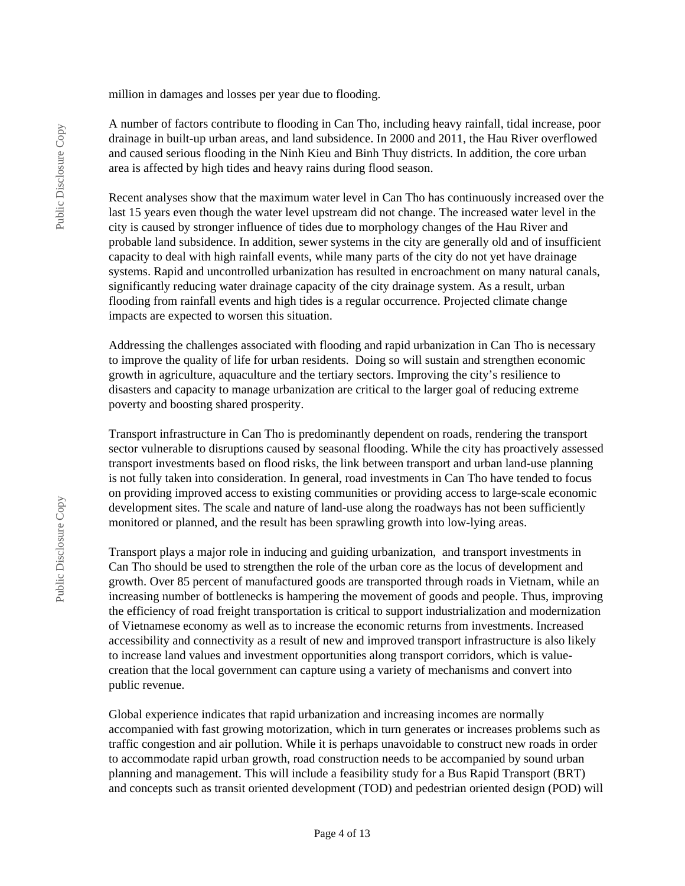million in damages and losses per year due to flooding.

A number of factors contribute to flooding in Can Tho, including heavy rainfall, tidal increase, poor drainage in built-up urban areas, and land subsidence. In 2000 and 2011, the Hau River overflowed and caused serious flooding in the Ninh Kieu and Binh Thuy districts. In addition, the core urban area is affected by high tides and heavy rains during flood season.

Recent analyses show that the maximum water level in Can Tho has continuously increased over the last 15 years even though the water level upstream did not change. The increased water level in the city is caused by stronger influence of tides due to morphology changes of the Hau River and probable land subsidence. In addition, sewer systems in the city are generally old and of insufficient capacity to deal with high rainfall events, while many parts of the city do not yet have drainage systems. Rapid and uncontrolled urbanization has resulted in encroachment on many natural canals, significantly reducing water drainage capacity of the city drainage system. As a result, urban flooding from rainfall events and high tides is a regular occurrence. Projected climate change impacts are expected to worsen this situation.

Addressing the challenges associated with flooding and rapid urbanization in Can Tho is necessary to improve the quality of life for urban residents. Doing so will sustain and strengthen economic growth in agriculture, aquaculture and the tertiary sectors. Improving the city's resilience to disasters and capacity to manage urbanization are critical to the larger goal of reducing extreme poverty and boosting shared prosperity.

Transport infrastructure in Can Tho is predominantly dependent on roads, rendering the transport sector vulnerable to disruptions caused by seasonal flooding. While the city has proactively assessed transport investments based on flood risks, the link between transport and urban land-use planning is not fully taken into consideration. In general, road investments in Can Tho have tended to focus on providing improved access to existing communities or providing access to large-scale economic development sites. The scale and nature of land-use along the roadways has not been sufficiently monitored or planned, and the result has been sprawling growth into low-lying areas.

Transport plays a major role in inducing and guiding urbanization, and transport investments in Can Tho should be used to strengthen the role of the urban core as the locus of development and growth. Over 85 percent of manufactured goods are transported through roads in Vietnam, while an increasing number of bottlenecks is hampering the movement of goods and people. Thus, improving the efficiency of road freight transportation is critical to support industrialization and modernization of Vietnamese economy as well as to increase the economic returns from investments. Increased accessibility and connectivity as a result of new and improved transport infrastructure is also likely to increase land values and investment opportunities along transport corridors, which is value-creation that the local government can capture using a variety of mechanisms and convert into public revenue.

Global experience indicates that rapid urbanization and increasing incomes are normally accompanied with fast growing motorization, which in turn generates or increases problems such as traffic congestion and air pollution. While it is perhaps unavoidable to construct new roads in order to accommodate rapid urban growth, road construction needs to be accompanied by sound urban planning and management. This will include a feasibility study for a Bus Rapid Transport (BRT) and concepts such as transit oriented development (TOD) and pedestrian oriented design (POD) will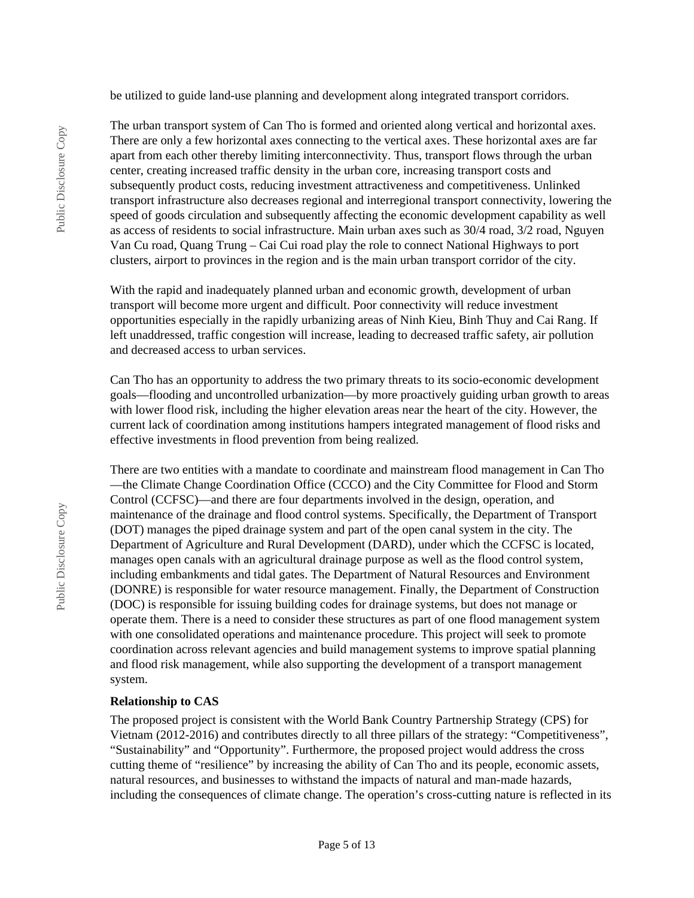be utilized to guide land-use planning and development along integrated transport corridors.

The urban transport system of Can Tho is formed and oriented along vertical and horizontal axes. There are only a few horizontal axes connecting to the vertical axes. These horizontal axes are far apart from each other thereby limiting interconnectivity. Thus, transport flows through the urban center, creating increased traffic density in the urban core, increasing transport costs and subsequently product costs, reducing investment attractiveness and competitiveness. Unlinked transport infrastructure also decreases regional and interregional transport connectivity, lowering the speed of goods circulation and subsequently affecting the economic development capability as well as access of residents to social infrastructure. Main urban axes such as 30/4 road, 3/2 road, Nguyen Van Cu road, Quang Trung – Cai Cui road play the role to connect National Highways to port clusters, airport to provinces in the region and is the main urban transport corridor of the city.

With the rapid and inadequately planned urban and economic growth, development of urban transport will become more urgent and difficult. Poor connectivity will reduce investment opportunities especially in the rapidly urbanizing areas of Ninh Kieu, Binh Thuy and Cai Rang. If left unaddressed, traffic congestion will increase, leading to decreased traffic safety, air pollution and decreased access to urban services.

Can Tho has an opportunity to address the two primary threats to its socio-economic development goals—flooding and uncontrolled urbanization—by more proactively guiding urban growth to areas with lower flood risk, including the higher elevation areas near the heart of the city. However, the current lack of coordination among institutions hampers integrated management of flood risks and effective investments in flood prevention from being realized.

There are two entities with a mandate to coordinate and mainstream flood management in Can Tho—the Climate Change Coordination Office (CCCO) and the City Committee for Flood and Storm Control (CCFSC)—and there are four departments involved in the design, operation, and maintenance of the drainage and flood control systems. Specifically, the Department of Transport (DOT) manages the piped drainage system and part of the open canal system in the city. The Department of Agriculture and Rural Development (DARD), under which the CCFSC is located, manages open canals with an agricultural drainage purpose as well as the flood control system, including embankments and tidal gates. The Department of Natural Resources and Environment (DONRE) is responsible for water resource management. Finally, the Department of Construction (DOC) is responsible for issuing building codes for drainage systems, but does not manage or operate them. There is a need to consider these structures as part of one flood management system with one consolidated operations and maintenance procedure. This project will seek to promote coordination across relevant agencies and build management systems to improve spatial planning and flood risk management, while also supporting the development of a transport management system.

**Relationship to CAS**

The proposed project is consistent with the World Bank Country Partnership Strategy (CPS) for Vietnam (2012-2016) and contributes directly to all three pillars of the strategy: "Competitiveness", "Sustainability" and "Opportunity". Furthermore, the proposed project would address the cross cutting theme of "resilience" by increasing the ability of Can Tho and its people, economic assets, natural resources, and businesses to withstand the impacts of natural and man-made hazards, including the consequences of climate change. The operation's cross-cutting nature is reflected in its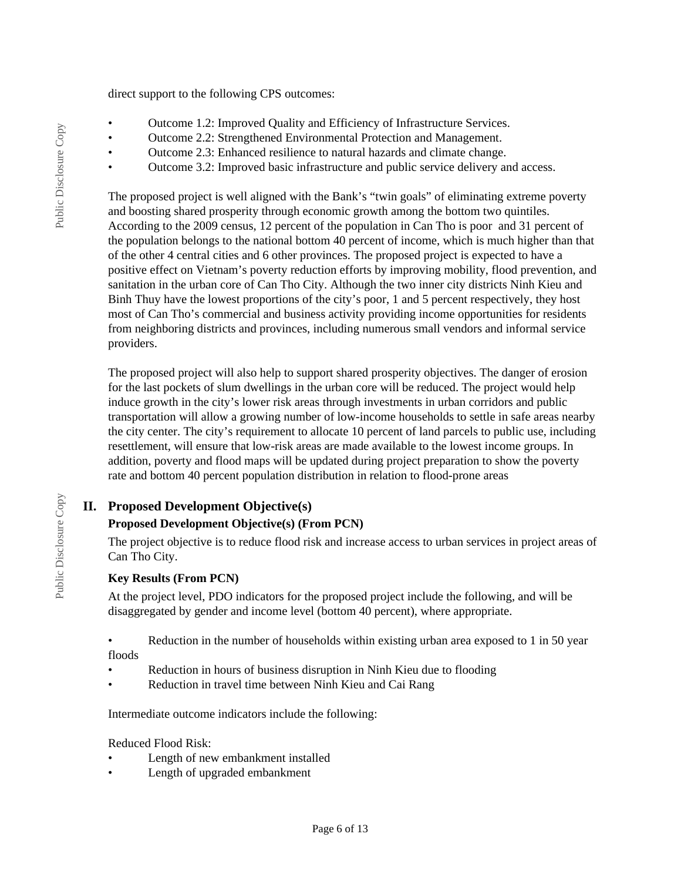direct support to the following CPS outcomes:

- Outcome 1.2: Improved Quality and Efficiency of Infrastructure Services.
- Outcome 2.2: Strengthened Environmental Protection and Management.
- Outcome 2.3: Enhanced resilience to natural hazards and climate change.
- Outcome 3.2: Improved basic infrastructure and public service delivery and access.

The proposed project is well aligned with the Bank's "twin goals" of eliminating extreme poverty and boosting shared prosperity through economic growth among the bottom two quintiles. According to the 2009 census, 12 percent of the population in Can Tho is poor and 31 percent of the population belongs to the national bottom 40 percent of income, which is much higher than that of the other 4 central cities and 6 other provinces. The proposed project is expected to have a positive effect on Vietnam's poverty reduction efforts by improving mobility, flood prevention, and sanitation in the urban core of Can Tho City. Although the two inner city districts Ninh Kieu and Binh Thuy have the lowest proportions of the city's poor, 1 and 5 percent respectively, they host most of Can Tho's commercial and business activity providing income opportunities for residents from neighboring districts and provinces, including numerous small vendors and informal service providers.

The proposed project will also help to support shared prosperity objectives. The danger of erosion for the last pockets of slum dwellings in the urban core will be reduced. The project would help induce growth in the city's lower risk areas through investments in urban corridors and public transportation will allow a growing number of low-income households to settle in safe areas nearby the city center. The city's requirement to allocate 10 percent of land parcels to public use, including resettlement, will ensure that low-risk areas are made available to the lowest income groups. In addition, poverty and flood maps will be updated during project preparation to show the poverty rate and bottom 40 percent population distribution in relation to flood-prone areas

## II. Proposed Development Objective(s)

### Proposed Development Objective(s) (From PCN)

The project objective is to reduce flood risk and increase access to urban services in project areas of Can Tho City.

### Key Results (From PCN)

At the project level, PDO indicators for the proposed project include the following, and will be disaggregated by gender and income level (bottom 40 percent), where appropriate.

- Reduction in the number of households within existing urban area exposed to 1 in 50 year floods
- Reduction in hours of business disruption in Ninh Kieu due to flooding
- Reduction in travel time between Ninh Kieu and Cai Rang

Intermediate outcome indicators include the following:

Reduced Flood Risk:

- Length of new embankment installed
- Length of upgraded embankment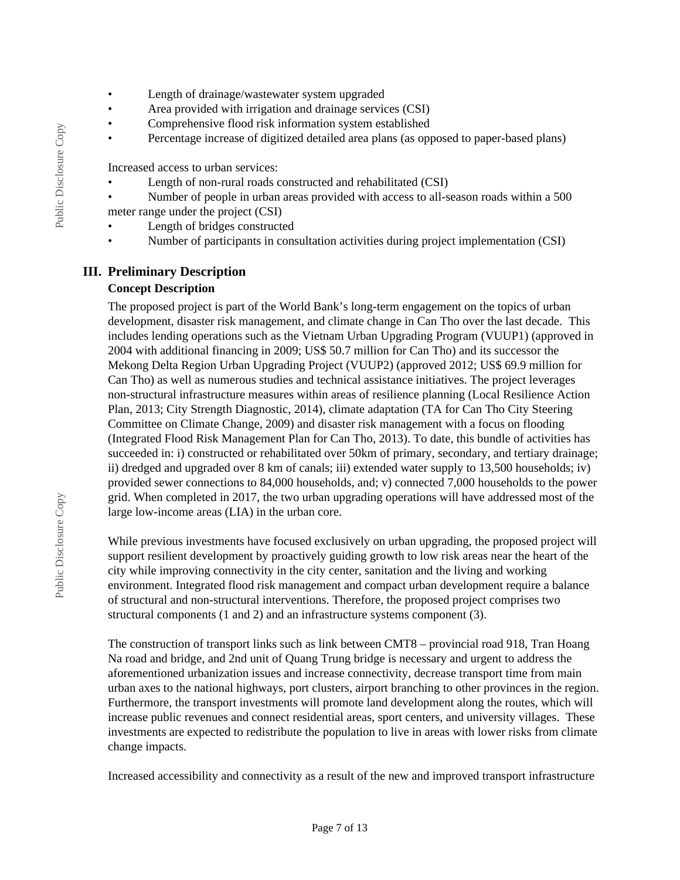- Length of drainage/wastewater system upgraded
- Area provided with irrigation and drainage services (CSI)
- Comprehensive flood risk information system established
- Percentage increase of digitized detailed area plans (as opposed to paper-based plans)

Increased access to urban services:

- Length of non-rural roads constructed and rehabilitated (CSI)
- Number of people in urban areas provided with access to all-season roads within a 500 meter range under the project (CSI)
- Length of bridges constructed
- Number of participants in consultation activities during project implementation (CSI)

## III. Preliminary Description

### Concept Description

The proposed project is part of the World Bank's long-term engagement on the topics of urban development, disaster risk management, and climate change in Can Tho over the last decade. This includes lending operations such as the Vietnam Urban Upgrading Program (VUUP1) (approved in 2004 with additional financing in 2009; US$ 50.7 million for Can Tho) and its successor the Mekong Delta Region Urban Upgrading Project (VUUP2) (approved 2012; US$ 69.9 million for Can Tho) as well as numerous studies and technical assistance initiatives. The project leverages non-structural infrastructure measures within areas of resilience planning (Local Resilience Action Plan, 2013; City Strength Diagnostic, 2014), climate adaptation (TA for Can Tho City Steering Committee on Climate Change, 2009) and disaster risk management with a focus on flooding (Integrated Flood Risk Management Plan for Can Tho, 2013). To date, this bundle of activities has succeeded in: i) constructed or rehabilitated over 50km of primary, secondary, and tertiary drainage; ii) dredged and upgraded over 8 km of canals; iii) extended water supply to 13,500 households; iv) provided sewer connections to 84,000 households, and; v) connected 7,000 households to the power grid. When completed in 2017, the two urban upgrading operations will have addressed most of the large low-income areas (LIA) in the urban core.

While previous investments have focused exclusively on urban upgrading, the proposed project will support resilient development by proactively guiding growth to low risk areas near the heart of the city while improving connectivity in the city center, sanitation and the living and working environment. Integrated flood risk management and compact urban development require a balance of structural and non-structural interventions. Therefore, the proposed project comprises two structural components (1 and 2) and an infrastructure systems component (3).

The construction of transport links such as link between CMT8 – provincial road 918, Tran Hoang Na road and bridge, and 2nd unit of Quang Trung bridge is necessary and urgent to address the aforementioned urbanization issues and increase connectivity, decrease transport time from main urban axes to the national highways, port clusters, airport branching to other provinces in the region. Furthermore, the transport investments will promote land development along the routes, which will increase public revenues and connect residential areas, sport centers, and university villages. These investments are expected to redistribute the population to live in areas with lower risks from climate change impacts.

Increased accessibility and connectivity as a result of the new and improved transport infrastructure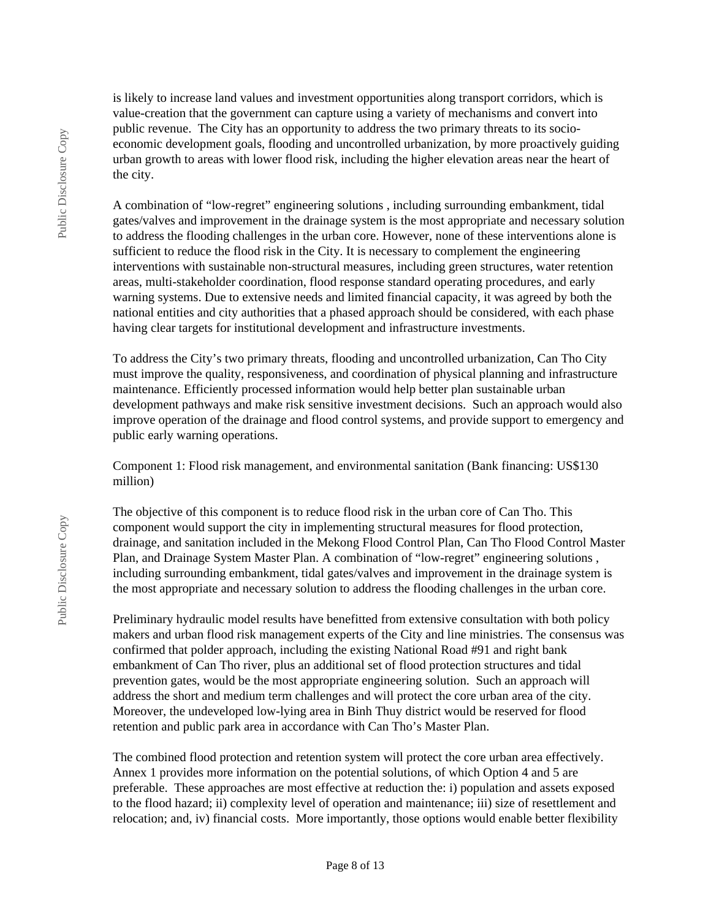is likely to increase land values and investment opportunities along transport corridors, which is value-creation that the government can capture using a variety of mechanisms and convert into public revenue. The City has an opportunity to address the two primary threats to its socio-economic development goals, flooding and uncontrolled urbanization, by more proactively guiding urban growth to areas with lower flood risk, including the higher elevation areas near the heart of the city.

A combination of "low-regret" engineering solutions , including surrounding embankment, tidal gates/valves and improvement in the drainage system is the most appropriate and necessary solution to address the flooding challenges in the urban core. However, none of these interventions alone is sufficient to reduce the flood risk in the City. It is necessary to complement the engineering interventions with sustainable non-structural measures, including green structures, water retention areas, multi-stakeholder coordination, flood response standard operating procedures, and early warning systems. Due to extensive needs and limited financial capacity, it was agreed by both the national entities and city authorities that a phased approach should be considered, with each phase having clear targets for institutional development and infrastructure investments.

To address the City's two primary threats, flooding and uncontrolled urbanization, Can Tho City must improve the quality, responsiveness, and coordination of physical planning and infrastructure maintenance. Efficiently processed information would help better plan sustainable urban development pathways and make risk sensitive investment decisions. Such an approach would also improve operation of the drainage and flood control systems, and provide support to emergency and public early warning operations.

Component 1: Flood risk management, and environmental sanitation (Bank financing: US$130 million)

The objective of this component is to reduce flood risk in the urban core of Can Tho. This component would support the city in implementing structural measures for flood protection, drainage, and sanitation included in the Mekong Flood Control Plan, Can Tho Flood Control Master Plan, and Drainage System Master Plan. A combination of "low-regret" engineering solutions , including surrounding embankment, tidal gates/valves and improvement in the drainage system is the most appropriate and necessary solution to address the flooding challenges in the urban core.

Preliminary hydraulic model results have benefitted from extensive consultation with both policy makers and urban flood risk management experts of the City and line ministries. The consensus was confirmed that polder approach, including the existing National Road #91 and right bank embankment of Can Tho river, plus an additional set of flood protection structures and tidal prevention gates, would be the most appropriate engineering solution. Such an approach will address the short and medium term challenges and will protect the core urban area of the city. Moreover, the undeveloped low-lying area in Binh Thuy district would be reserved for flood retention and public park area in accordance with Can Tho's Master Plan.

The combined flood protection and retention system will protect the core urban area effectively. Annex 1 provides more information on the potential solutions, of which Option 4 and 5 are preferable. These approaches are most effective at reduction the: i) population and assets exposed to the flood hazard; ii) complexity level of operation and maintenance; iii) size of resettlement and relocation; and, iv) financial costs. More importantly, those options would enable better flexibility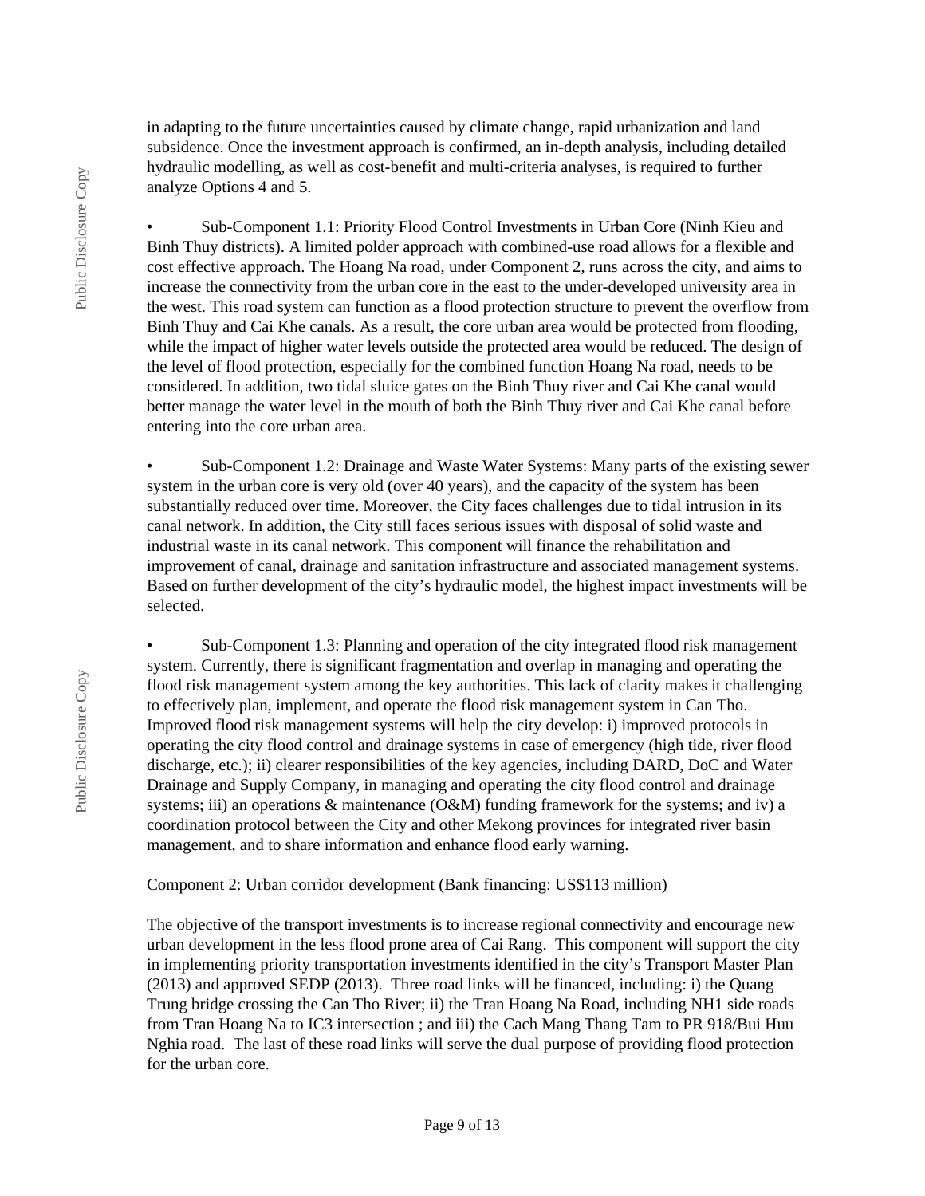in adapting to the future uncertainties caused by climate change, rapid urbanization and land subsidence. Once the investment approach is confirmed, an in-depth analysis, including detailed hydraulic modelling, as well as cost-benefit and multi-criteria analyses, is required to further analyze Options 4 and 5.

- Sub-Component 1.1: Priority Flood Control Investments in Urban Core (Ninh Kieu and Binh Thuy districts). A limited polder approach with combined-use road allows for a flexible and cost effective approach. The Hoang Na road, under Component 2, runs across the city, and aims to increase the connectivity from the urban core in the east to the under-developed university area in the west. This road system can function as a flood protection structure to prevent the overflow from Binh Thuy and Cai Khe canals. As a result, the core urban area would be protected from flooding, while the impact of higher water levels outside the protected area would be reduced. The design of the level of flood protection, especially for the combined function Hoang Na road, needs to be considered. In addition, two tidal sluice gates on the Binh Thuy river and Cai Khe canal would better manage the water level in the mouth of both the Binh Thuy river and Cai Khe canal before entering into the core urban area.

- Sub-Component 1.2: Drainage and Waste Water Systems: Many parts of the existing sewer system in the urban core is very old (over 40 years), and the capacity of the system has been substantially reduced over time. Moreover, the City faces challenges due to tidal intrusion in its canal network. In addition, the City still faces serious issues with disposal of solid waste and industrial waste in its canal network. This component will finance the rehabilitation and improvement of canal, drainage and sanitation infrastructure and associated management systems. Based on further development of the city's hydraulic model, the highest impact investments will be selected.

- Sub-Component 1.3: Planning and operation of the city integrated flood risk management system. Currently, there is significant fragmentation and overlap in managing and operating the flood risk management system among the key authorities. This lack of clarity makes it challenging to effectively plan, implement, and operate the flood risk management system in Can Tho. Improved flood risk management systems will help the city develop: i) improved protocols in operating the city flood control and drainage systems in case of emergency (high tide, river flood discharge, etc.); ii) clearer responsibilities of the key agencies, including DARD, DoC and Water Drainage and Supply Company, in managing and operating the city flood control and drainage systems; iii) an operations & maintenance (O&M) funding framework for the systems; and iv) a coordination protocol between the City and other Mekong provinces for integrated river basin management, and to share information and enhance flood early warning.

Component 2: Urban corridor development (Bank financing: US$113 million)

The objective of the transport investments is to increase regional connectivity and encourage new urban development in the less flood prone area of Cai Rang. This component will support the city in implementing priority transportation investments identified in the city's Transport Master Plan (2013) and approved SEDP (2013). Three road links will be financed, including: i) the Quang Trung bridge crossing the Can Tho River; ii) the Tran Hoang Na Road, including NH1 side roads from Tran Hoang Na to IC3 intersection ; and iii) the Cach Mang Thang Tam to PR 918/Bui Huu Nghia road. The last of these road links will serve the dual purpose of providing flood protection for the urban core.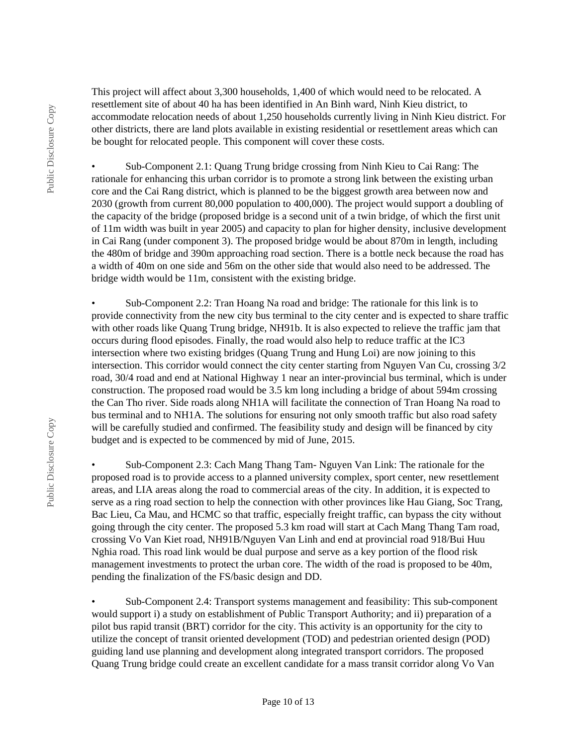This project will affect about 3,300 households, 1,400 of which would need to be relocated. A resettlement site of about 40 ha has been identified in An Binh ward, Ninh Kieu district, to accommodate relocation needs of about 1,250 households currently living in Ninh Kieu district. For other districts, there are land plots available in existing residential or resettlement areas which can be bought for relocated people. This component will cover these costs.

- Sub-Component 2.1: Quang Trung bridge crossing from Ninh Kieu to Cai Rang: The rationale for enhancing this urban corridor is to promote a strong link between the existing urban core and the Cai Rang district, which is planned to be the biggest growth area between now and 2030 (growth from current 80,000 population to 400,000). The project would support a doubling of the capacity of the bridge (proposed bridge is a second unit of a twin bridge, of which the first unit of 11m width was built in year 2005) and capacity to plan for higher density, inclusive development in Cai Rang (under component 3). The proposed bridge would be about 870m in length, including the 480m of bridge and 390m approaching road section. There is a bottle neck because the road has a width of 40m on one side and 56m on the other side that would also need to be addressed. The bridge width would be 11m, consistent with the existing bridge.

- Sub-Component 2.2: Tran Hoang Na road and bridge: The rationale for this link is to provide connectivity from the new city bus terminal to the city center and is expected to share traffic with other roads like Quang Trung bridge, NH91b. It is also expected to relieve the traffic jam that occurs during flood episodes. Finally, the road would also help to reduce traffic at the IC3 intersection where two existing bridges (Quang Trung and Hung Loi) are now joining to this intersection. This corridor would connect the city center starting from Nguyen Van Cu, crossing 3/2 road, 30/4 road and end at National Highway 1 near an inter-provincial bus terminal, which is under construction. The proposed road would be 3.5 km long including a bridge of about 594m crossing the Can Tho river. Side roads along NH1A will facilitate the connection of Tran Hoang Na road to bus terminal and to NH1A. The solutions for ensuring not only smooth traffic but also road safety will be carefully studied and confirmed. The feasibility study and design will be financed by city budget and is expected to be commenced by mid of June, 2015.

- Sub-Component 2.3: Cach Mang Thang Tam- Nguyen Van Link: The rationale for the proposed road is to provide access to a planned university complex, sport center, new resettlement areas, and LIA areas along the road to commercial areas of the city. In addition, it is expected to serve as a ring road section to help the connection with other provinces like Hau Giang, Soc Trang, Bac Lieu, Ca Mau, and HCMC so that traffic, especially freight traffic, can bypass the city without going through the city center. The proposed 5.3 km road will start at Cach Mang Thang Tam road, crossing Vo Van Kiet road, NH91B/Nguyen Van Linh and end at provincial road 918/Bui Huu Nghia road. This road link would be dual purpose and serve as a key portion of the flood risk management investments to protect the urban core. The width of the road is proposed to be 40m, pending the finalization of the FS/basic design and DD.

- Sub-Component 2.4: Transport systems management and feasibility: This sub-component would support i) a study on establishment of Public Transport Authority; and ii) preparation of a pilot bus rapid transit (BRT) corridor for the city. This activity is an opportunity for the city to utilize the concept of transit oriented development (TOD) and pedestrian oriented design (POD) guiding land use planning and development along integrated transport corridors. The proposed Quang Trung bridge could create an excellent candidate for a mass transit corridor along Vo Van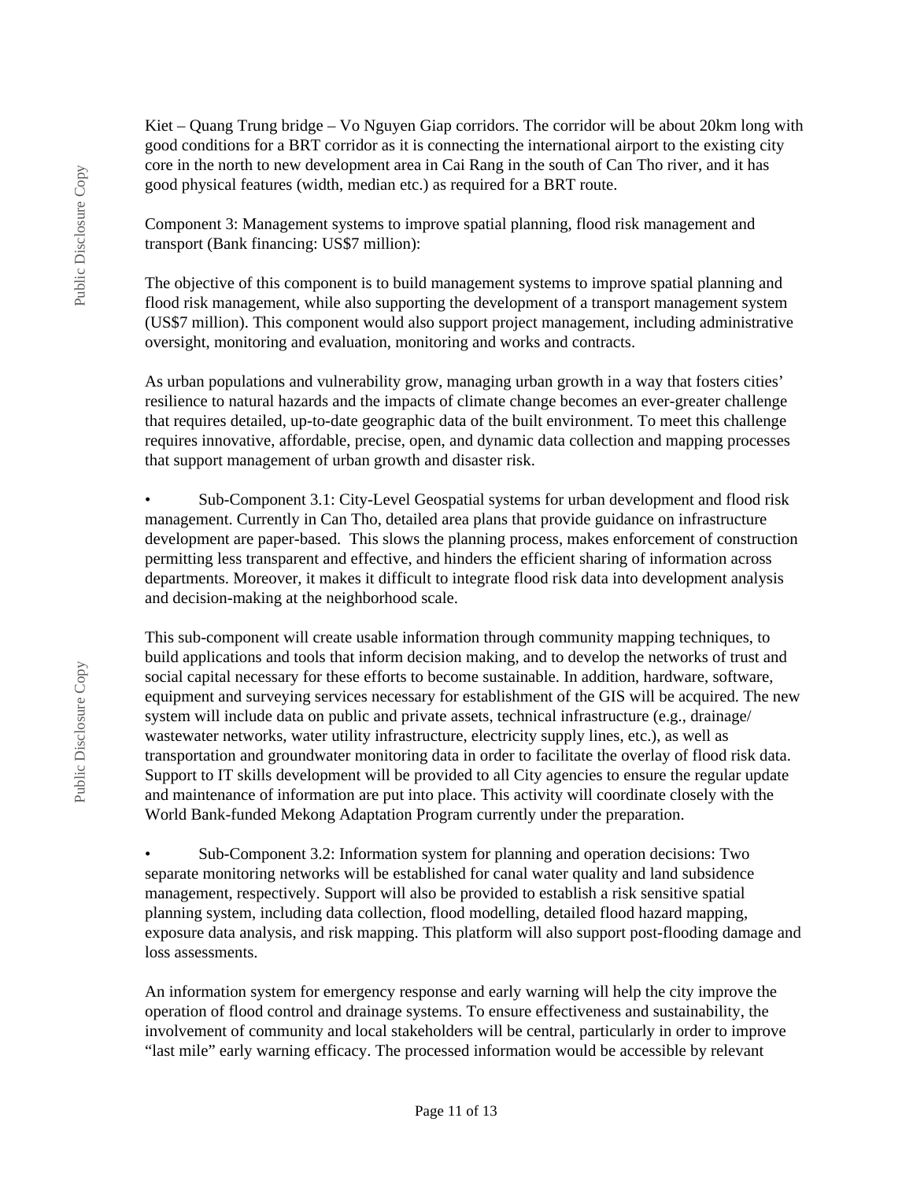Kiet – Quang Trung bridge – Vo Nguyen Giap corridors. The corridor will be about 20km long with good conditions for a BRT corridor as it is connecting the international airport to the existing city core in the north to new development area in Cai Rang in the south of Can Tho river, and it has good physical features (width, median etc.) as required for a BRT route.

Component 3: Management systems to improve spatial planning, flood risk management and transport (Bank financing: US$7 million):

The objective of this component is to build management systems to improve spatial planning and flood risk management, while also supporting the development of a transport management system (US$7 million). This component would also support project management, including administrative oversight, monitoring and evaluation, monitoring and works and contracts.

As urban populations and vulnerability grow, managing urban growth in a way that fosters cities' resilience to natural hazards and the impacts of climate change becomes an ever-greater challenge that requires detailed, up-to-date geographic data of the built environment. To meet this challenge requires innovative, affordable, precise, open, and dynamic data collection and mapping processes that support management of urban growth and disaster risk.

- Sub-Component 3.1: City-Level Geospatial systems for urban development and flood risk management. Currently in Can Tho, detailed area plans that provide guidance on infrastructure development are paper-based. This slows the planning process, makes enforcement of construction permitting less transparent and effective, and hinders the efficient sharing of information across departments. Moreover, it makes it difficult to integrate flood risk data into development analysis and decision-making at the neighborhood scale.

This sub-component will create usable information through community mapping techniques, to build applications and tools that inform decision making, and to develop the networks of trust and social capital necessary for these efforts to become sustainable. In addition, hardware, software, equipment and surveying services necessary for establishment of the GIS will be acquired. The new system will include data on public and private assets, technical infrastructure (e.g., drainage/ wastewater networks, water utility infrastructure, electricity supply lines, etc.), as well as transportation and groundwater monitoring data in order to facilitate the overlay of flood risk data. Support to IT skills development will be provided to all City agencies to ensure the regular update and maintenance of information are put into place. This activity will coordinate closely with the World Bank-funded Mekong Adaptation Program currently under the preparation.

- Sub-Component 3.2: Information system for planning and operation decisions: Two separate monitoring networks will be established for canal water quality and land subsidence management, respectively. Support will also be provided to establish a risk sensitive spatial planning system, including data collection, flood modelling, detailed flood hazard mapping, exposure data analysis, and risk mapping. This platform will also support post-flooding damage and loss assessments.

An information system for emergency response and early warning will help the city improve the operation of flood control and drainage systems. To ensure effectiveness and sustainability, the involvement of community and local stakeholders will be central, particularly in order to improve "last mile" early warning efficacy. The processed information would be accessible by relevant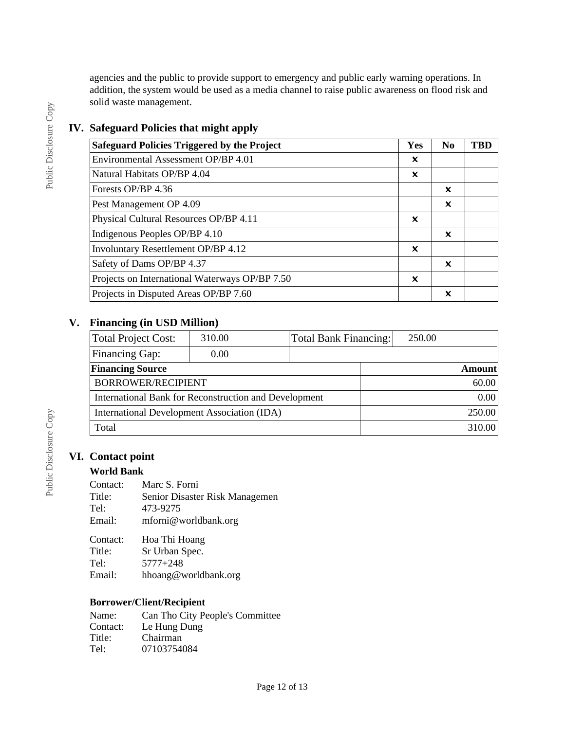agencies and the public to provide support to emergency and public early warning operations. In addition, the system would be used as a media channel to raise public awareness on flood risk and solid waste management.

## IV. Safeguard Policies that might apply

| Safeguard Policies Triggered by the Project | Yes | No | TBD |
|---|---|---|---|
| Environmental Assessment OP/BP 4.01 | ✕ | | |
| Natural Habitats OP/BP 4.04 | ✕ | | |
| Forests OP/BP 4.36 | | ✕ | |
| Pest Management OP 4.09 | | ✕ | |
| Physical Cultural Resources OP/BP 4.11 | ✕ | | |
| Indigenous Peoples OP/BP 4.10 | | ✕ | |
| Involuntary Resettlement OP/BP 4.12 | ✕ | | |
| Safety of Dams OP/BP 4.37 | | ✕ | |
| Projects on International Waterways OP/BP 7.50 | ✕ | | |
| Projects in Disputed Areas OP/BP 7.60 | | ✕ | |

## V. Financing (in USD Million)

| Total Project Cost: | 310.00 | Total Bank Financing: | 250.00 |
|---|---|---|---|
| Financing Gap: | 0.00 | | |

| Financing Source | Amount |
|---|---|
| BORROWER/RECIPIENT | 60.00 |
| International Bank for Reconstruction and Development | 0.00 |
| International Development Association (IDA) | 250.00 |
| Total | 310.00 |

## VI. Contact point

### World Bank

Contact: Marc S. Forni
Title: Senior Disaster Risk Managemen
Tel: 473-9275
Email: mforni@worldbank.org

Contact: Hoa Thi Hoang
Title: Sr Urban Spec.
Tel: 5777+248
Email: hhoang@worldbank.org

### Borrower/Client/Recipient

Name: Can Tho City People's Committee
Contact: Le Hung Dung
Title: Chairman
Tel: 07103754084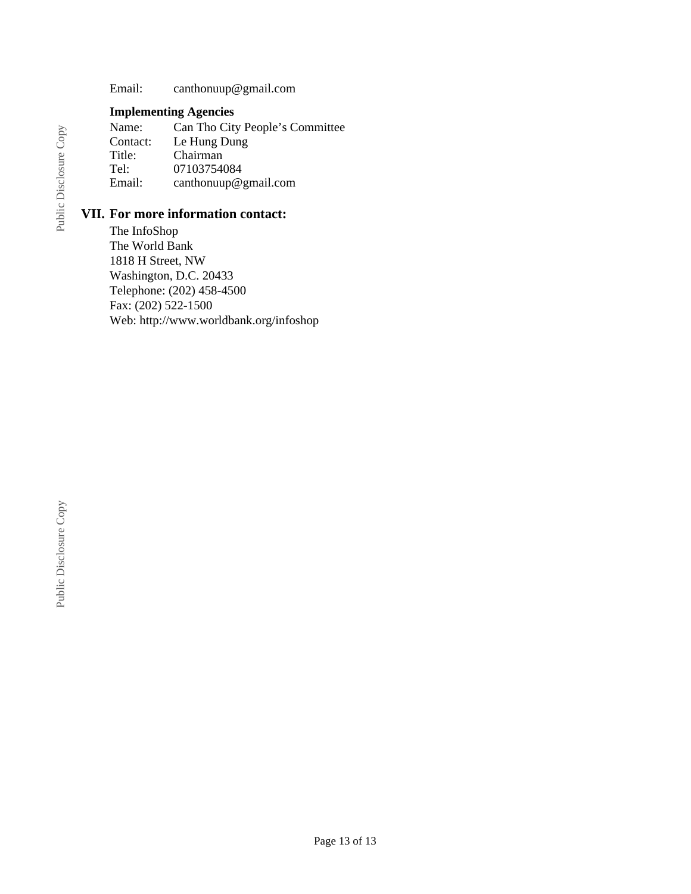| | |
|---|---|
| Email: | canthonuup@gmail.com |

**Implementing Agencies**

| | |
|---|---|
| Name: | Can Tho City People's Committee |
| Contact: | Le Hung Dung |
| Title: | Chairman |
| Tel: | 07103754084 |
| Email: | canthonuup@gmail.com |

## VII. For more information contact:

The InfoShop
The World Bank
1818 H Street, NW
Washington, D.C. 20433
Telephone: (202) 458-4500
Fax: (202) 522-1500
Web: http://www.worldbank.org/infoshop